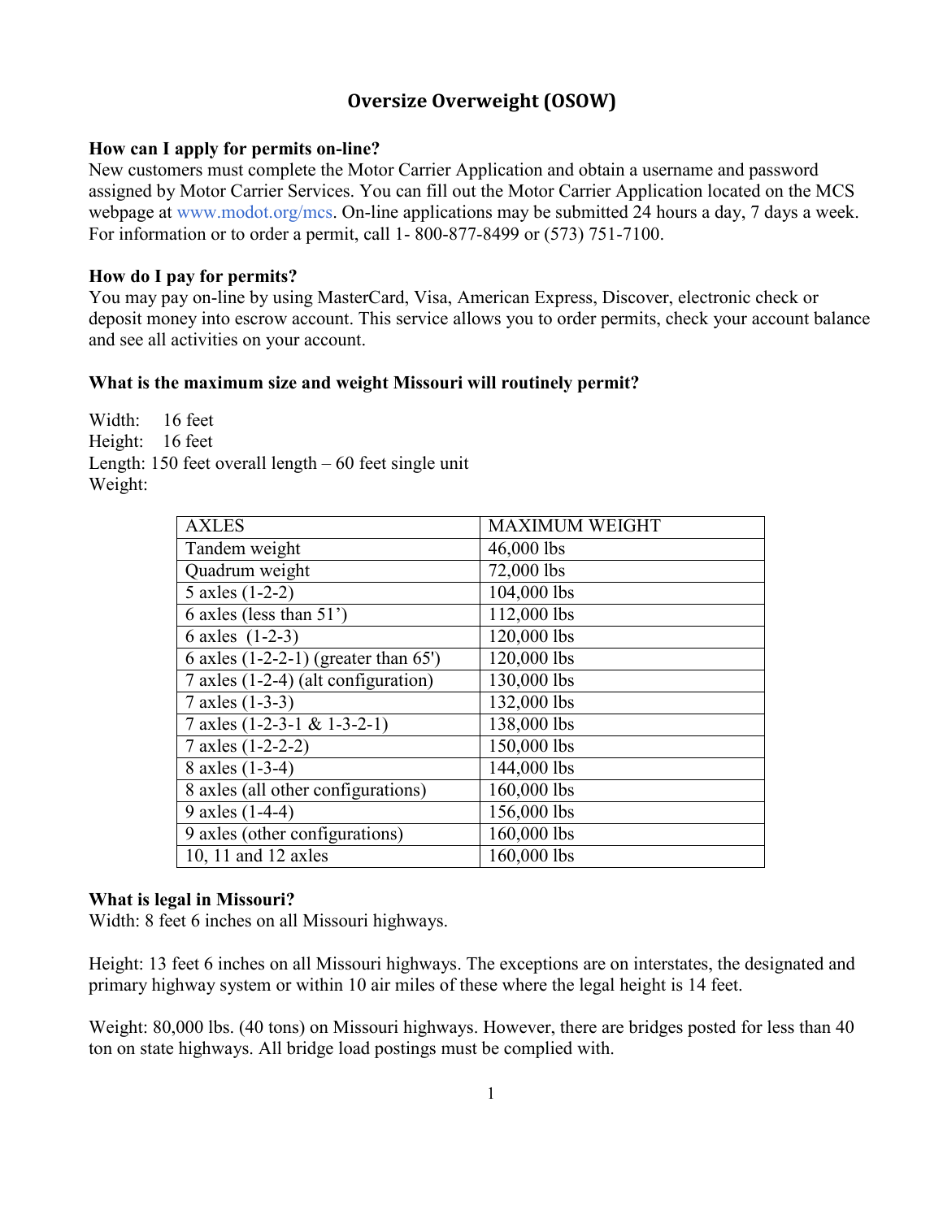# Oversize Overweight (OSOW)

**How can I apply for permits on-line?**
New customers must complete the Motor Carrier Application and obtain a username and password assigned by Motor Carrier Services. You can fill out the Motor Carrier Application located on the MCS webpage at www.modot.org/mcs. On-line applications may be submitted 24 hours a day, 7 days a week. For information or to order a permit, call 1- 800-877-8499 or (573) 751-7100.

**How do I pay for permits?**
You may pay on-line by using MasterCard, Visa, American Express, Discover, electronic check or deposit money into escrow account. This service allows you to order permits, check your account balance and see all activities on your account.

**What is the maximum size and weight Missouri will routinely permit?**

Width: 16 feet
Height: 16 feet
Length: 150 feet overall length – 60 feet single unit
Weight:

| AXLES | MAXIMUM WEIGHT |
|---|---|
| Tandem weight | 46,000 lbs |
| Quadrum weight | 72,000 lbs |
| 5 axles (1-2-2) | 104,000 lbs |
| 6 axles (less than 51') | 112,000 lbs |
| 6 axles (1-2-3) | 120,000 lbs |
| 6 axles (1-2-2-1) (greater than 65') | 120,000 lbs |
| 7 axles (1-2-4) (alt configuration) | 130,000 lbs |
| 7 axles (1-3-3) | 132,000 lbs |
| 7 axles (1-2-3-1 & 1-3-2-1) | 138,000 lbs |
| 7 axles (1-2-2-2) | 150,000 lbs |
| 8 axles (1-3-4) | 144,000 lbs |
| 8 axles (all other configurations) | 160,000 lbs |
| 9 axles (1-4-4) | 156,000 lbs |
| 9 axles (other configurations) | 160,000 lbs |
| 10, 11 and 12 axles | 160,000 lbs |

**What is legal in Missouri?**
Width: 8 feet 6 inches on all Missouri highways.

Height: 13 feet 6 inches on all Missouri highways. The exceptions are on interstates, the designated and primary highway system or within 10 air miles of these where the legal height is 14 feet.

Weight: 80,000 lbs. (40 tons) on Missouri highways. However, there are bridges posted for less than 40 ton on state highways. All bridge load postings must be complied with.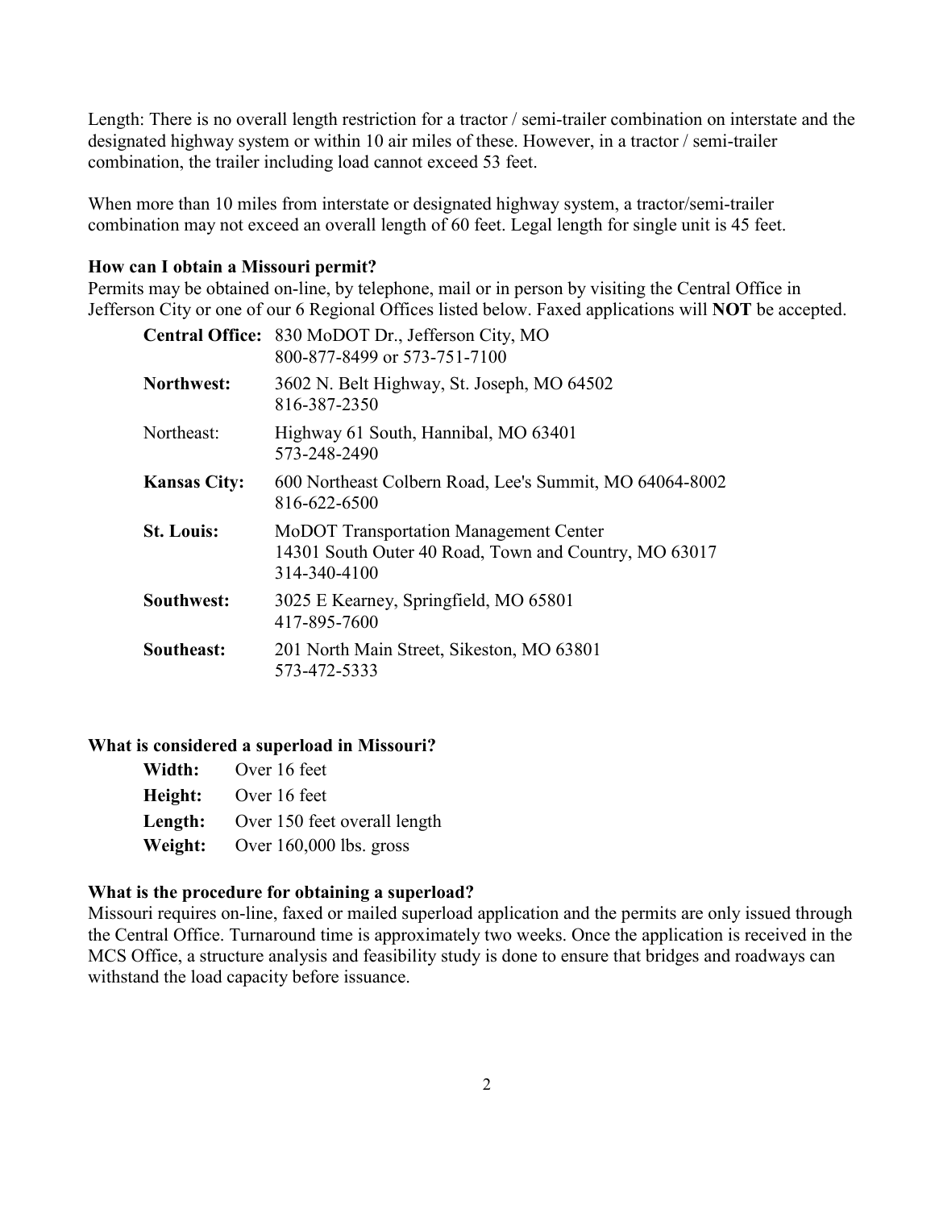Length: There is no overall length restriction for a tractor / semi-trailer combination on interstate and the designated highway system or within 10 air miles of these. However, in a tractor / semi-trailer combination, the trailer including load cannot exceed 53 feet.

When more than 10 miles from interstate or designated highway system, a tractor/semi-trailer combination may not exceed an overall length of 60 feet. Legal length for single unit is 45 feet.

**How can I obtain a Missouri permit?**

Permits may be obtained on-line, by telephone, mail or in person by visiting the Central Office in Jefferson City or one of our 6 Regional Offices listed below. Faxed applications will **NOT** be accepted.

| | |
|---|---|
| **Central Office:** | 830 MoDOT Dr., Jefferson City, MO<br>800-877-8499 or 573-751-7100 |
| **Northwest:** | 3602 N. Belt Highway, St. Joseph, MO 64502<br>816-387-2350 |
| Northeast: | Highway 61 South, Hannibal, MO 63401<br>573-248-2490 |
| **Kansas City:** | 600 Northeast Colbern Road, Lee's Summit, MO 64064-8002<br>816-622-6500 |
| **St. Louis:** | MoDOT Transportation Management Center<br>14301 South Outer 40 Road, Town and Country, MO 63017<br>314-340-4100 |
| **Southwest:** | 3025 E Kearney, Springfield, MO 65801<br>417-895-7600 |
| **Southeast:** | 201 North Main Street, Sikeston, MO 63801<br>573-472-5333 |

**What is considered a superload in Missouri?**

| | |
|---|---|
| **Width:** | Over 16 feet |
| **Height:** | Over 16 feet |
| **Length:** | Over 150 feet overall length |
| **Weight:** | Over 160,000 lbs. gross |

**What is the procedure for obtaining a superload?**

Missouri requires on-line, faxed or mailed superload application and the permits are only issued through the Central Office. Turnaround time is approximately two weeks. Once the application is received in the MCS Office, a structure analysis and feasibility study is done to ensure that bridges and roadways can withstand the load capacity before issuance.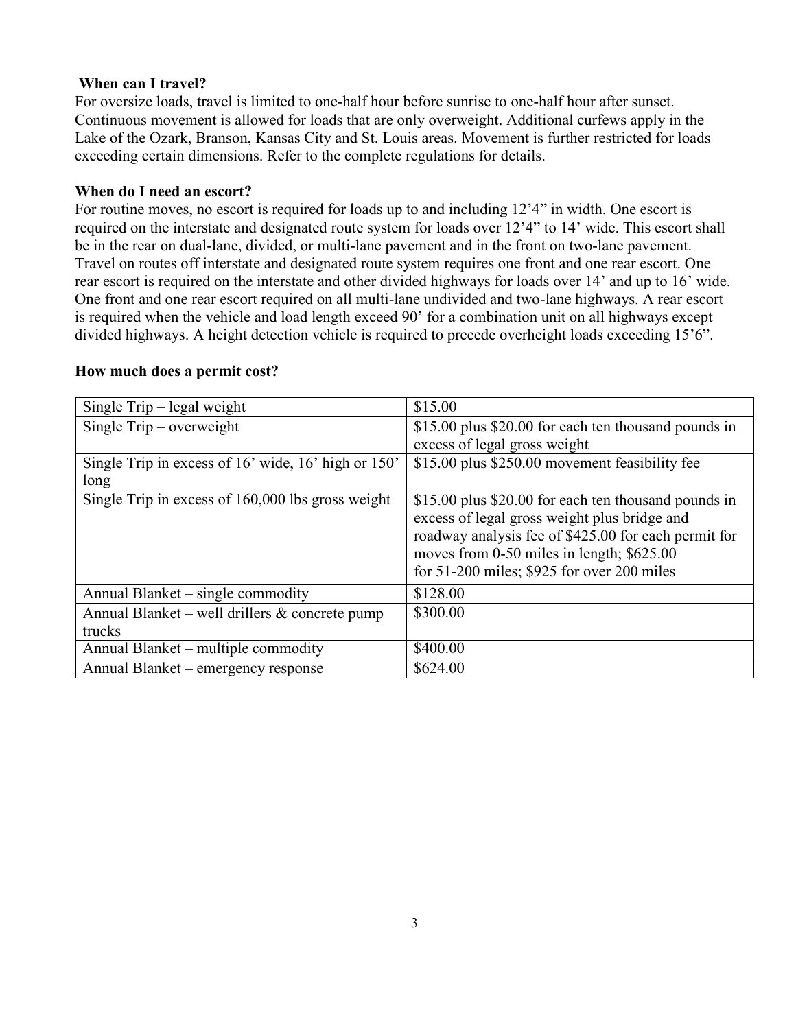### When can I travel?

For oversize loads, travel is limited to one-half hour before sunrise to one-half hour after sunset. Continuous movement is allowed for loads that are only overweight. Additional curfews apply in the Lake of the Ozark, Branson, Kansas City and St. Louis areas. Movement is further restricted for loads exceeding certain dimensions. Refer to the complete regulations for details.

### When do I need an escort?

For routine moves, no escort is required for loads up to and including 12'4" in width. One escort is required on the interstate and designated route system for loads over 12'4" to 14' wide. This escort shall be in the rear on dual-lane, divided, or multi-lane pavement and in the front on two-lane pavement. Travel on routes off interstate and designated route system requires one front and one rear escort. One rear escort is required on the interstate and other divided highways for loads over 14' and up to 16' wide. One front and one rear escort required on all multi-lane undivided and two-lane highways. A rear escort is required when the vehicle and load length exceed 90' for a combination unit on all highways except divided highways. A height detection vehicle is required to precede overheight loads exceeding 15'6".

### How much does a permit cost?

| Permit Type | Cost |
|---|---|
| Single Trip – legal weight | $15.00 |
| Single Trip – overweight | $15.00 plus $20.00 for each ten thousand pounds in excess of legal gross weight |
| Single Trip in excess of 16' wide, 16' high or 150' long | $15.00 plus $250.00 movement feasibility fee |
| Single Trip in excess of 160,000 lbs gross weight | $15.00 plus $20.00 for each ten thousand pounds in excess of legal gross weight plus bridge and roadway analysis fee of $425.00 for each permit for moves from 0-50 miles in length; $625.00 for 51-200 miles; $925 for over 200 miles |
| Annual Blanket – single commodity | $128.00 |
| Annual Blanket – well drillers & concrete pump trucks | $300.00 |
| Annual Blanket – multiple commodity | $400.00 |
| Annual Blanket – emergency response | $624.00 |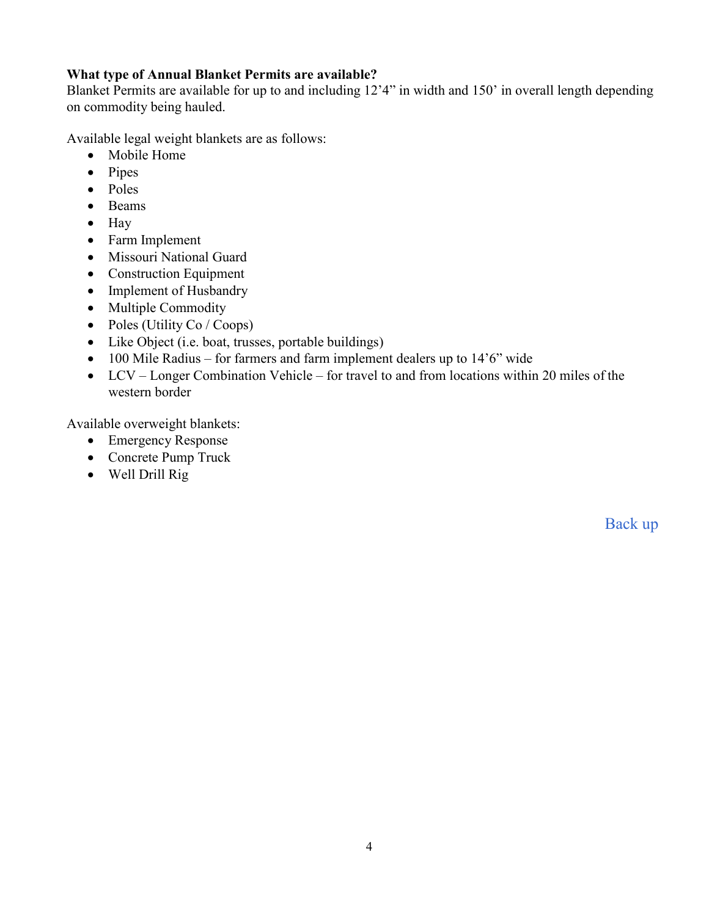**What type of Annual Blanket Permits are available?**
Blanket Permits are available for up to and including 12'4" in width and 150' in overall length depending on commodity being hauled.

Available legal weight blankets are as follows:

- Mobile Home
- Pipes
- Poles
- Beams
- Hay
- Farm Implement
- Missouri National Guard
- Construction Equipment
- Implement of Husbandry
- Multiple Commodity
- Poles (Utility Co / Coops)
- Like Object (i.e. boat, trusses, portable buildings)
- 100 Mile Radius – for farmers and farm implement dealers up to 14'6" wide
- LCV – Longer Combination Vehicle – for travel to and from locations within 20 miles of the western border

Available overweight blankets:

- Emergency Response
- Concrete Pump Truck
- Well Drill Rig

Back up